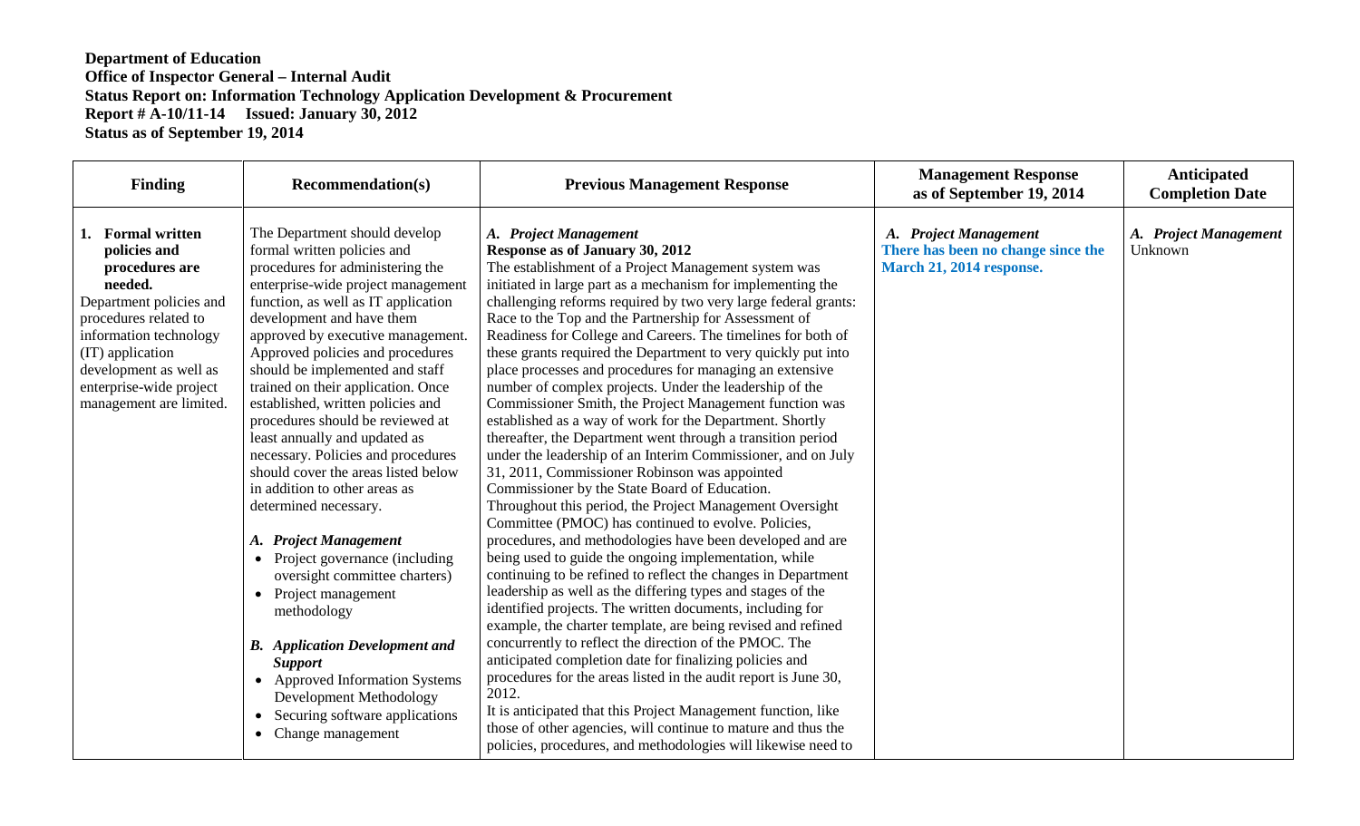**Department of Education**
**Office of Inspector General – Internal Audit**
**Status Report on: Information Technology Application Development & Procurement**
**Report # A-10/11-14 Issued: January 30, 2012**
**Status as of September 19, 2014**

| Finding | Recommendation(s) | Previous Management Response | Management Response as of September 19, 2014 | Anticipated Completion Date |
|---|---|---|---|---|
| **1. Formal written policies and procedures are needed.** Department policies and procedures related to information technology (IT) application development as well as enterprise-wide project management are limited. | The Department should develop formal written policies and procedures for administering the enterprise-wide project management function, as well as IT application development and have them approved by executive management. Approved policies and procedures should be implemented and staff trained on their application. Once established, written policies and procedures should be reviewed at least annually and updated as necessary. Policies and procedures should cover the areas listed below in addition to other areas as determined necessary.<br><br>***A. Project Management***<br>• Project governance (including oversight committee charters)<br>• Project management methodology<br><br>***B. Application Development and Support***<br>• Approved Information Systems Development Methodology<br>• Securing software applications<br>• Change management | ***A. Project Management***<br>**Response as of January 30, 2012**<br>The establishment of a Project Management system was initiated in large part as a mechanism for implementing the challenging reforms required by two very large federal grants: Race to the Top and the Partnership for Assessment of Readiness for College and Careers. The timelines for both of these grants required the Department to very quickly put into place processes and procedures for managing an extensive number of complex projects. Under the leadership of the Commissioner Smith, the Project Management function was established as a way of work for the Department. Shortly thereafter, the Department went through a transition period under the leadership of an Interim Commissioner, and on July 31, 2011, Commissioner Robinson was appointed Commissioner by the State Board of Education.<br>Throughout this period, the Project Management Oversight Committee (PMOC) has continued to evolve. Policies, procedures, and methodologies have been developed and are being used to guide the ongoing implementation, while continuing to be refined to reflect the changes in Department leadership as well as the differing types and stages of the identified projects. The written documents, including for example, the charter template, are being revised and refined concurrently to reflect the direction of the PMOC. The anticipated completion date for finalizing policies and procedures for the areas listed in the audit report is June 30, 2012.<br>It is anticipated that this Project Management function, like those of other agencies, will continue to mature and thus the policies, procedures, and methodologies will likewise need to | ***A. Project Management***<br>**There has been no change since the March 21, 2014 response.** | ***A. Project Management***<br>Unknown |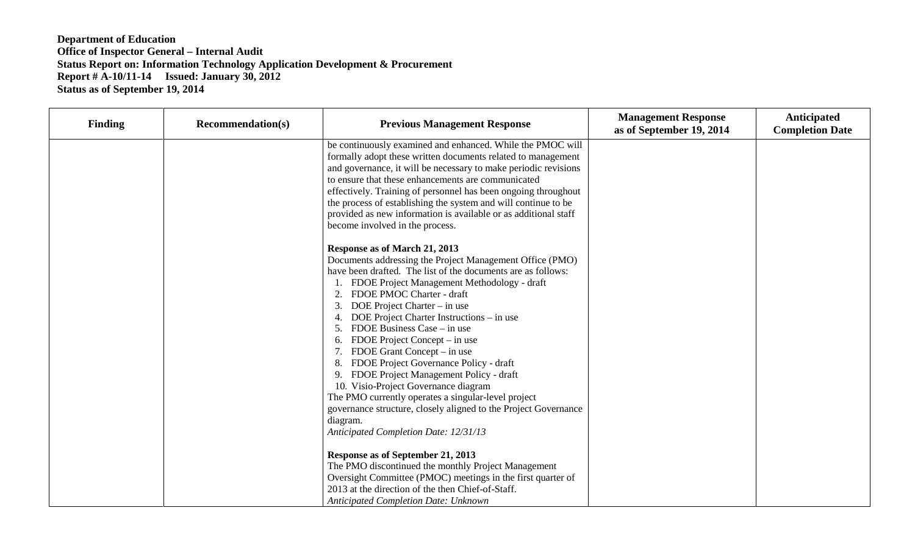**Department of Education**
**Office of Inspector General – Internal Audit**
**Status Report on: Information Technology Application Development & Procurement**
**Report # A-10/11-14 Issued: January 30, 2012**
**Status as of September 19, 2014**

| Finding | Recommendation(s) | Previous Management Response | Management Response as of September 19, 2014 | Anticipated Completion Date |
|---|---|---|---|---|
| | | be continuously examined and enhanced. While the PMOC will formally adopt these written documents related to management and governance, it will be necessary to make periodic revisions to ensure that these enhancements are communicated effectively. Training of personnel has been ongoing throughout the process of establishing the system and will continue to be provided as new information is available or as additional staff become involved in the process.<br><br>**Response as of March 21, 2013**<br>Documents addressing the Project Management Office (PMO) have been drafted. The list of the documents are as follows:<br>1. FDOE Project Management Methodology - draft<br>2. FDOE PMOC Charter - draft<br>3. DOE Project Charter – in use<br>4. DOE Project Charter Instructions – in use<br>5. FDOE Business Case – in use<br>6. FDOE Project Concept – in use<br>7. FDOE Grant Concept – in use<br>8. FDOE Project Governance Policy - draft<br>9. FDOE Project Management Policy - draft<br>10. Visio-Project Governance diagram<br>The PMO currently operates a singular-level project governance structure, closely aligned to the Project Governance diagram.<br>*Anticipated Completion Date: 12/31/13*<br><br>**Response as of September 21, 2013**<br>The PMO discontinued the monthly Project Management Oversight Committee (PMOC) meetings in the first quarter of 2013 at the direction of the then Chief-of-Staff.<br>*Anticipated Completion Date: Unknown* | | |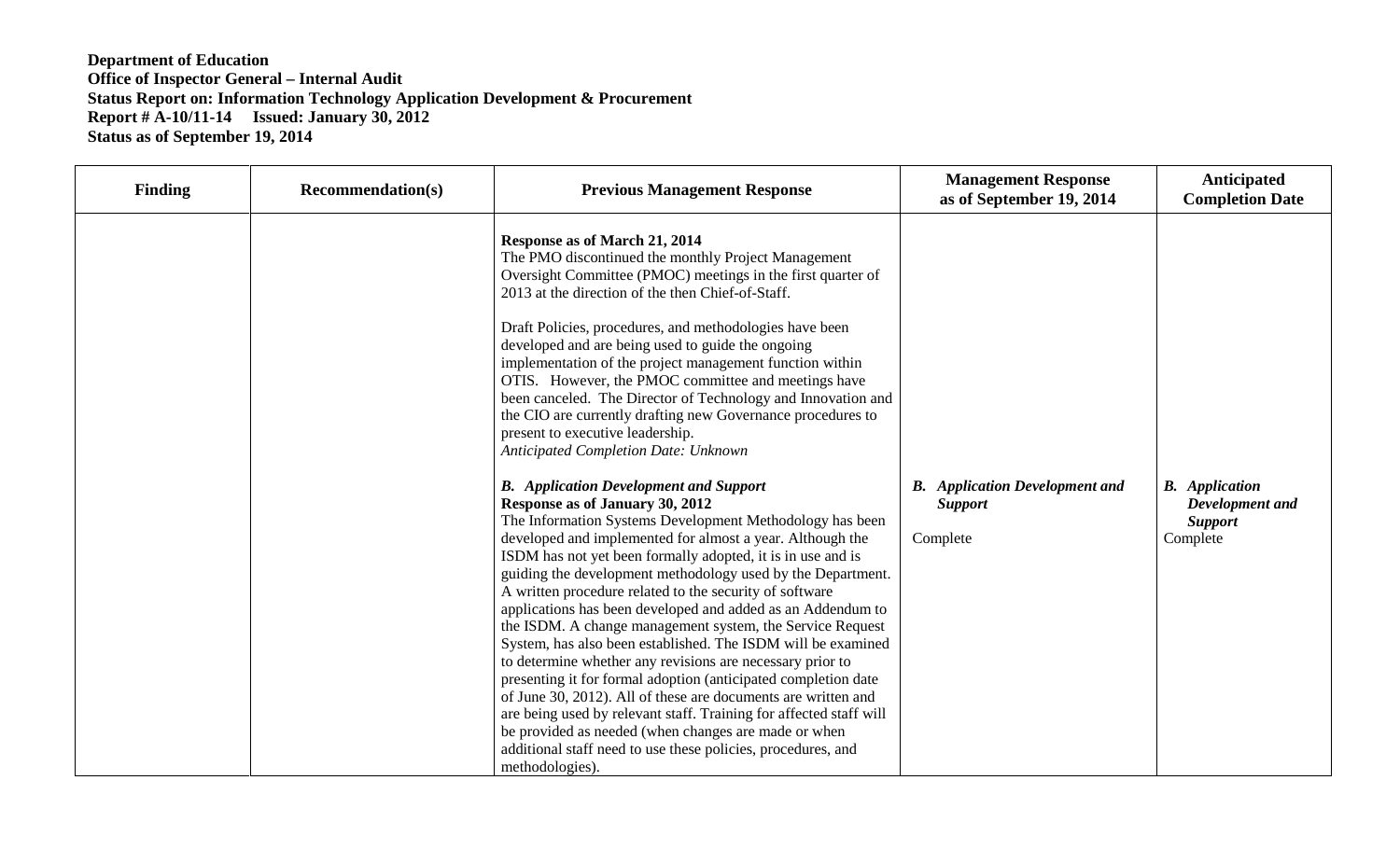**Department of Education**
**Office of Inspector General – Internal Audit**
**Status Report on: Information Technology Application Development & Procurement**
**Report # A-10/11-14 Issued: January 30, 2012**
**Status as of September 19, 2014**

| Finding | Recommendation(s) | Previous Management Response | Management Response as of September 19, 2014 | Anticipated Completion Date |
|---|---|---|---|---|
| | | **Response as of March 21, 2014**<br>The PMO discontinued the monthly Project Management Oversight Committee (PMOC) meetings in the first quarter of 2013 at the direction of the then Chief-of-Staff.<br><br>Draft Policies, procedures, and methodologies have been developed and are being used to guide the ongoing implementation of the project management function within OTIS. However, the PMOC committee and meetings have been canceled. The Director of Technology and Innovation and the CIO are currently drafting new Governance procedures to present to executive leadership.<br>*Anticipated Completion Date: Unknown*<br><br>***B. Application Development and Support***<br>**Response as of January 30, 2012**<br>The Information Systems Development Methodology has been developed and implemented for almost a year. Although the ISDM has not yet been formally adopted, it is in use and is guiding the development methodology used by the Department. A written procedure related to the security of software applications has been developed and added as an Addendum to the ISDM. A change management system, the Service Request System, has also been established. The ISDM will be examined to determine whether any revisions are necessary prior to presenting it for formal adoption (anticipated completion date of June 30, 2012). All of these are documents are written and are being used by relevant staff. Training for affected staff will be provided as needed (when changes are made or when additional staff need to use these policies, procedures, and methodologies). | ***B. Application Development and Support***<br><br>Complete | ***B. Application Development and Support***<br>Complete |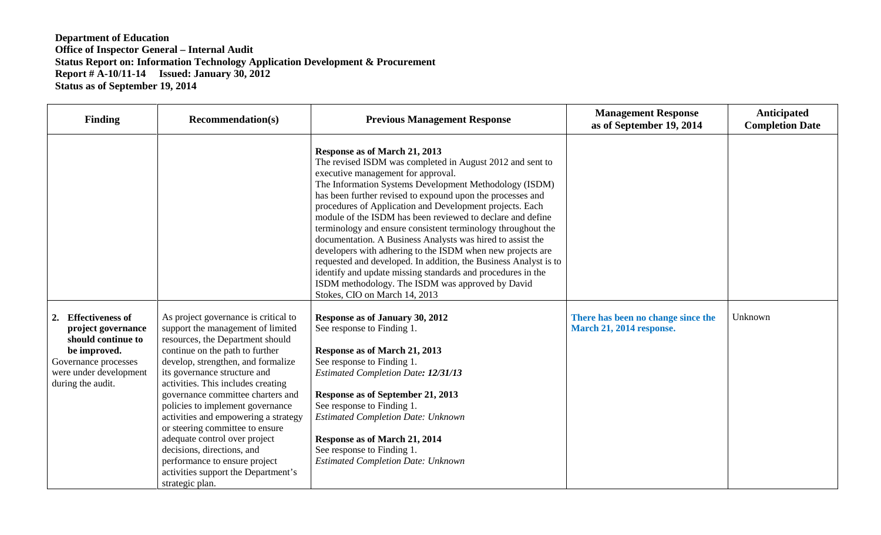**Department of Education**
**Office of Inspector General – Internal Audit**
**Status Report on: Information Technology Application Development & Procurement**
**Report # A-10/11-14 Issued: January 30, 2012**
**Status as of September 19, 2014**

| Finding | Recommendation(s) | Previous Management Response | Management Response as of September 19, 2014 | Anticipated Completion Date |
|---|---|---|---|---|
| | | **Response as of March 21, 2013**<br>The revised ISDM was completed in August 2012 and sent to executive management for approval.<br>The Information Systems Development Methodology (ISDM) has been further revised to expound upon the processes and procedures of Application and Development projects. Each module of the ISDM has been reviewed to declare and define terminology and ensure consistent terminology throughout the documentation. A Business Analysts was hired to assist the developers with adhering to the ISDM when new projects are requested and developed. In addition, the Business Analyst is to identify and update missing standards and procedures in the ISDM methodology. The ISDM was approved by David Stokes, CIO on March 14, 2013 | | |
| **2. Effectiveness of project governance should continue to be improved.**<br>Governance processes were under development during the audit. | As project governance is critical to support the management of limited resources, the Department should continue on the path to further develop, strengthen, and formalize its governance structure and activities. This includes creating governance committee charters and policies to implement governance activities and empowering a strategy or steering committee to ensure adequate control over project decisions, directions, and performance to ensure project activities support the Department's strategic plan. | **Response as of January 30, 2012**<br>See response to Finding 1.<br><br>**Response as of March 21, 2013**<br>See response to Finding 1.<br>*Estimated Completion Date: 12/31/13*<br><br>**Response as of September 21, 2013**<br>See response to Finding 1.<br>*Estimated Completion Date: Unknown*<br><br>**Response as of March 21, 2014**<br>See response to Finding 1.<br>*Estimated Completion Date: Unknown* | **There has been no change since the March 21, 2014 response.** | Unknown |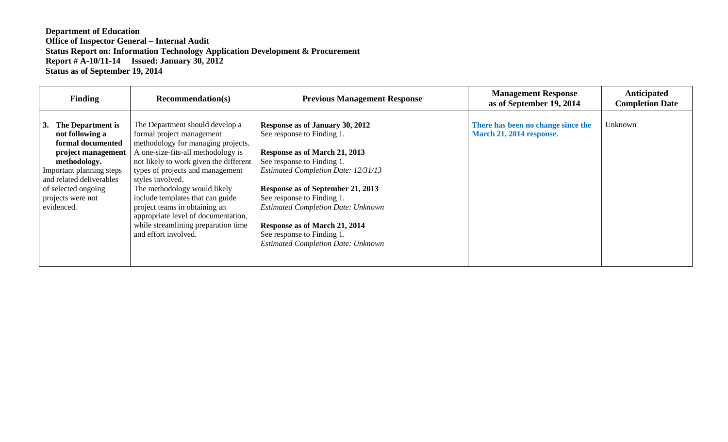**Department of Education**
**Office of Inspector General – Internal Audit**
**Status Report on: Information Technology Application Development & Procurement**
**Report # A-10/11-14 Issued: January 30, 2012**
**Status as of September 19, 2014**

| Finding | Recommendation(s) | Previous Management Response | Management Response as of September 19, 2014 | Anticipated Completion Date |
|---|---|---|---|---|
| **3. The Department is not following a formal documented project management methodology.** Important planning steps and related deliverables of selected ongoing projects were not evidenced. | The Department should develop a formal project management methodology for managing projects. A one-size-fits-all methodology is not likely to work given the different types of projects and management styles involved. The methodology would likely include templates that can guide project teams in obtaining an appropriate level of documentation, while streamlining preparation time and effort involved. | **Response as of January 30, 2012** See response to Finding 1. **Response as of March 21, 2013** See response to Finding 1. *Estimated Completion Date: 12/31/13* **Response as of September 21, 2013** See response to Finding 1. *Estimated Completion Date: Unknown* **Response as of March 21, 2014** See response to Finding 1. *Estimated Completion Date: Unknown* | **There has been no change since the March 21, 2014 response.** | Unknown |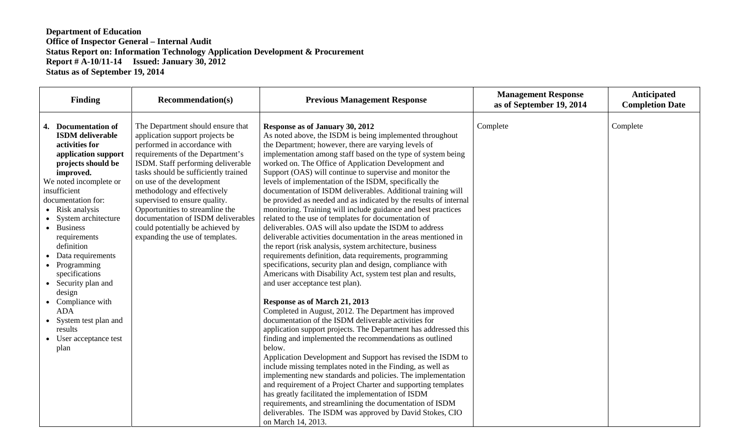**Department of Education**
**Office of Inspector General – Internal Audit**
**Status Report on: Information Technology Application Development & Procurement**
**Report # A-10/11-14 Issued: January 30, 2012**
**Status as of September 19, 2014**

| Finding | Recommendation(s) | Previous Management Response | Management Response as of September 19, 2014 | Anticipated Completion Date |
|---|---|---|---|---|
| **4. Documentation of ISDM deliverable activities for application support projects should be improved.**<br>We noted incomplete or insufficient documentation for:<br>• Risk analysis<br>• System architecture<br>• Business requirements definition<br>• Data requirements<br>• Programming specifications<br>• Security plan and design<br>• Compliance with ADA<br>• System test plan and results<br>• User acceptance test plan | The Department should ensure that application support projects be performed in accordance with requirements of the Department's ISDM. Staff performing deliverable tasks should be sufficiently trained on use of the development methodology and effectively supervised to ensure quality. Opportunities to streamline the documentation of ISDM deliverables could potentially be achieved by expanding the use of templates. | **Response as of January 30, 2012**<br>As noted above, the ISDM is being implemented throughout the Department; however, there are varying levels of implementation among staff based on the type of system being worked on. The Office of Application Development and Support (OAS) will continue to supervise and monitor the levels of implementation of the ISDM, specifically the documentation of ISDM deliverables. Additional training will be provided as needed and as indicated by the results of internal monitoring. Training will include guidance and best practices related to the use of templates for documentation of deliverables. OAS will also update the ISDM to address deliverable activities documentation in the areas mentioned in the report (risk analysis, system architecture, business requirements definition, data requirements, programming specifications, security plan and design, compliance with Americans with Disability Act, system test plan and results, and user acceptance test plan).<br><br>**Response as of March 21, 2013**<br>Completed in August, 2012. The Department has improved documentation of the ISDM deliverable activities for application support projects. The Department has addressed this finding and implemented the recommendations as outlined below.<br>Application Development and Support has revised the ISDM to include missing templates noted in the Finding, as well as implementing new standards and policies. The implementation and requirement of a Project Charter and supporting templates has greatly facilitated the implementation of ISDM requirements, and streamlining the documentation of ISDM deliverables. The ISDM was approved by David Stokes, CIO on March 14, 2013. | Complete | Complete |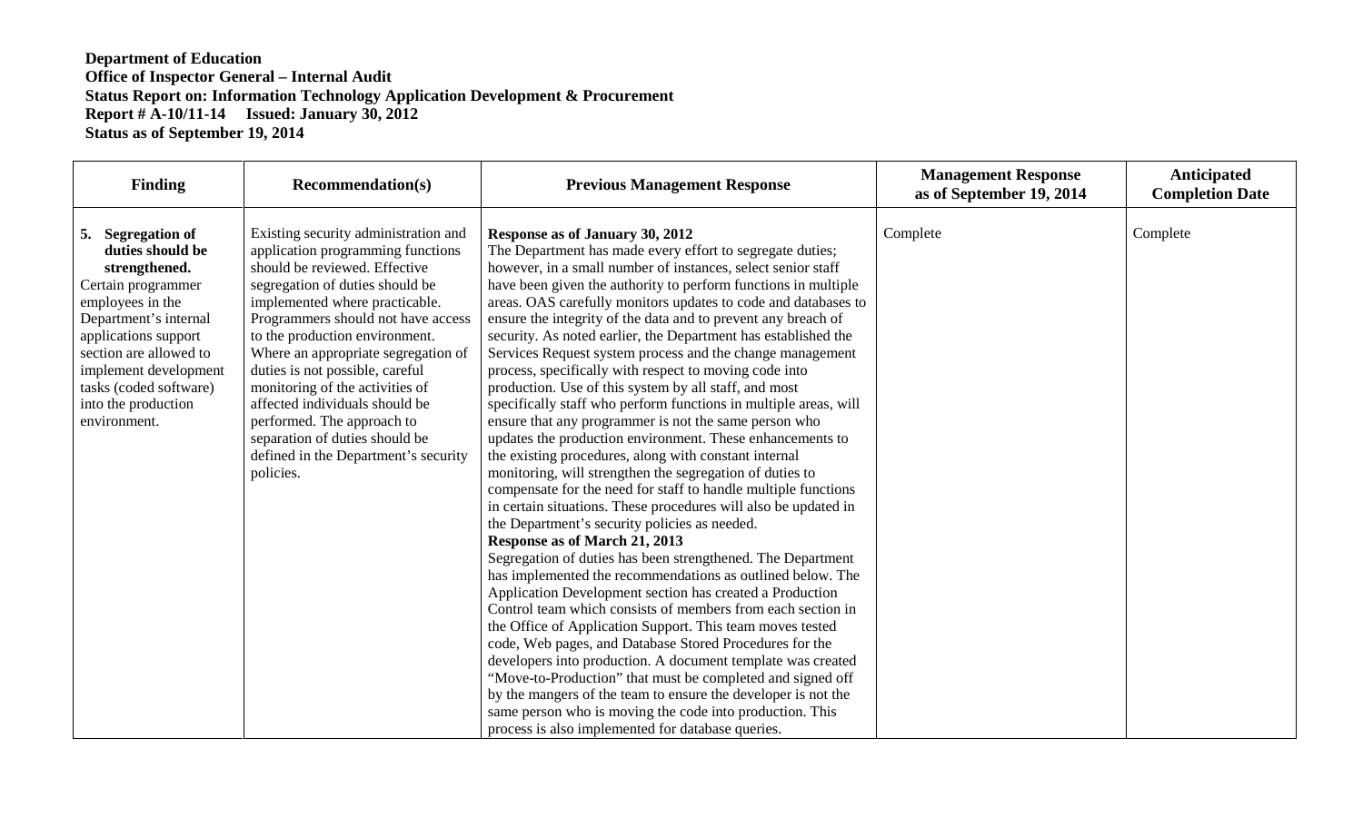**Department of Education**
**Office of Inspector General – Internal Audit**
**Status Report on: Information Technology Application Development & Procurement**
**Report # A-10/11-14 Issued: January 30, 2012**
**Status as of September 19, 2014**

| Finding | Recommendation(s) | Previous Management Response | Management Response as of September 19, 2014 | Anticipated Completion Date |
|---|---|---|---|---|
| **5. Segregation of duties should be strengthened.** Certain programmer employees in the Department's internal applications support section are allowed to implement development tasks (coded software) into the production environment. | Existing security administration and application programming functions should be reviewed. Effective segregation of duties should be implemented where practicable. Programmers should not have access to the production environment. Where an appropriate segregation of duties is not possible, careful monitoring of the activities of affected individuals should be performed. The approach to separation of duties should be defined in the Department's security policies. | **Response as of January 30, 2012** The Department has made every effort to segregate duties; however, in a small number of instances, select senior staff have been given the authority to perform functions in multiple areas. OAS carefully monitors updates to code and databases to ensure the integrity of the data and to prevent any breach of security. As noted earlier, the Department has established the Services Request system process and the change management process, specifically with respect to moving code into production. Use of this system by all staff, and most specifically staff who perform functions in multiple areas, will ensure that any programmer is not the same person who updates the production environment. These enhancements to the existing procedures, along with constant internal monitoring, will strengthen the segregation of duties to compensate for the need for staff to handle multiple functions in certain situations. These procedures will also be updated in the Department's security policies as needed. **Response as of March 21, 2013** Segregation of duties has been strengthened. The Department has implemented the recommendations as outlined below. The Application Development section has created a Production Control team which consists of members from each section in the Office of Application Support. This team moves tested code, Web pages, and Database Stored Procedures for the developers into production. A document template was created "Move-to-Production" that must be completed and signed off by the mangers of the team to ensure the developer is not the same person who is moving the code into production. This process is also implemented for database queries. | Complete | Complete |